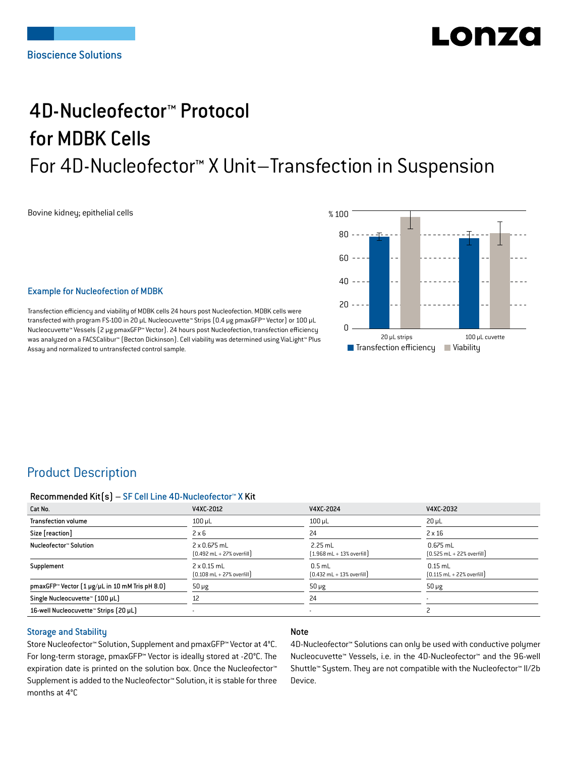Bioscience Solutions

# 4D-Nucleofector™ Protocol for MDBK Cells

## For 4D-Nucleofector™ X Unit–Transfection in Suspension

Bovine kidney; epithelial cells

### Example for Nucleofection of MDBK

Transfection efficiency and viability of MDBK cells 24 hours post Nucleofection. MDBK cells were transfected with program FS-100 in 20 µL Nucleocuvette™ Strips (0.4 µg pmaxGFP™ Vector) or 100 µL Nucleocuvette™ Vessels (2 µg pmaxGFP™ Vector). 24 hours post Nucleofection, transfection efficiency was analyzed on a FACSCalibur™ (Becton Dickinson). Cell viability was determined using ViaLight™ Plus Assay and normalized to untransfected control sample.

## Product Description

### Recommended Kit(s) – SF Cell Line 4D-Nucleofector™ X Kit

| Cat No. | V4XC-2012 | V4XC-2024 | V4XC-2032 |
|---|---|---|---|
| Transfection volume | 100 µL | 100 µL | 20 µL |
| Size [reaction] | 2 x 6 | 24 | 2 x 16 |
| Nucleofector™ Solution | 2 x 0.675 mL (0.492 mL + 27% overfill) | 2.25 mL (1.968 mL + 13% overfill) | 0.675 mL (0.525 mL + 22% overfill) |
| Supplement | 2 x 0.15 mL (0.108 mL + 27% overfill) | 0.5 mL (0.432 mL + 13% overfill) | 0.15 mL (0.115 mL + 22% overfill) |
| pmaxGFP™ Vector (1 µg/µL in 10 mM Tris pH 8.0) | 50 µg | 50 µg | 50 µg |
| Single Nucleocuvette™ (100 µL) | 12 | 24 | - |
| 16-well Nucleocuvette™ Strips (20 µL) | - | - | 2 |

### Storage and Stability

Store Nucleofector™ Solution, Supplement and pmaxGFP™ Vector at 4°C. For long-term storage, pmaxGFP™ Vector is ideally stored at -20°C. The expiration date is printed on the solution box. Once the Nucleofector™ Supplement is added to the Nucleofector™ Solution, it is stable for three months at 4°C

### Note

4D-Nucleofector™ Solutions can only be used with conductive polymer Nucleocuvette™ Vessels, i.e. in the 4D-Nucleofector™ and the 96-well Shuttle™ System. They are not compatible with the Nucleofector™ II/2b Device.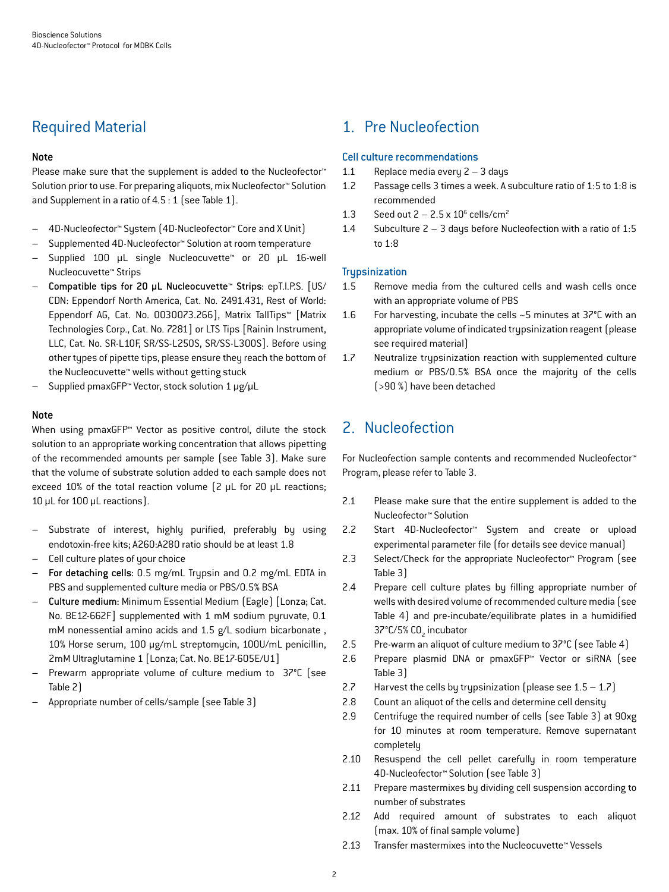## Required Material

**Note**

Please make sure that the supplement is added to the Nucleofector™ Solution prior to use. For preparing aliquots, mix Nucleofector™ Solution and Supplement in a ratio of 4.5 : 1 (see Table 1).

- 4D-Nucleofector™ System (4D-Nucleofector™ Core and X Unit)
- Supplemented 4D-Nucleofector™ Solution at room temperature
- Supplied 100 µL single Nucleocuvette™ or 20 µL 16-well Nucleocuvette™ Strips
- **Compatible tips for 20 µL Nucleocuvette™ Strips**: epT.I.P.S. [US/CDN: Eppendorf North America, Cat. No. 2491.431, Rest of World: Eppendorf AG, Cat. No. 0030073.266], Matrix TallTips™ [Matrix Technologies Corp., Cat. No. 7281] or LTS Tips [Rainin Instrument, LLC, Cat. No. SR-L10F, SR/SS-L250S, SR/SS-L300S]. Before using other types of pipette tips, please ensure they reach the bottom of the Nucleocuvette™ wells without getting stuck
- Supplied pmaxGFP™ Vector, stock solution 1 µg/µL

**Note**

When using pmaxGFP™ Vector as positive control, dilute the stock solution to an appropriate working concentration that allows pipetting of the recommended amounts per sample (see Table 3). Make sure that the volume of substrate solution added to each sample does not exceed 10% of the total reaction volume (2 µL for 20 µL reactions; 10 µL for 100 µL reactions).

- Substrate of interest, highly purified, preferably by using endotoxin-free kits; A260:A280 ratio should be at least 1.8
- Cell culture plates of your choice
- **For detaching cells:** 0.5 mg/mL Trypsin and 0.2 mg/mL EDTA in PBS and supplemented culture media or PBS/0.5% BSA
- **Culture medium:** Minimum Essential Medium (Eagle) [Lonza; Cat. No. BE12-662F] supplemented with 1 mM sodium pyruvate, 0.1 mM nonessential amino acids and 1.5 g/L sodium bicarbonate , 10% Horse serum, 100 µg/mL streptomycin, 100U/mL penicillin, 2mM Ultraglutamine 1 [Lonza; Cat. No. BE17-605E/U1]
- Prewarm appropriate volume of culture medium to 37°C (see Table 2)
- Appropriate number of cells/sample (see Table 3)

## 1. Pre Nucleofection

### Cell culture recommendations

1.1 Replace media every 2 – 3 days

1.2 Passage cells 3 times a week. A subculture ratio of 1:5 to 1:8 is recommended

1.3 Seed out 2 – 2.5 x $10^6$ cells/$cm^2$

1.4 Subculture 2 – 3 days before Nucleofection with a ratio of 1:5 to 1:8

### Trypsinization

1.5 Remove media from the cultured cells and wash cells once with an appropriate volume of PBS

1.6 For harvesting, incubate the cells ~5 minutes at 37°C with an appropriate volume of indicated trypsinization reagent (please see required material)

1.7 Neutralize trypsinization reaction with supplemented culture medium or PBS/0.5% BSA once the majority of the cells (>90 %) have been detached

## 2. Nucleofection

For Nucleofection sample contents and recommended Nucleofector™ Program, please refer to Table 3.

2.1 Please make sure that the entire supplement is added to the Nucleofector™ Solution

2.2 Start 4D-Nucleofector™ System and create or upload experimental parameter file (for details see device manual)

2.3 Select/Check for the appropriate Nucleofector™ Program (see Table 3)

2.4 Prepare cell culture plates by filling appropriate number of wells with desired volume of recommended culture media (see Table 4) and pre-incubate/equilibrate plates in a humidified 37°C/5% $CO_2$ incubator

2.5 Pre-warm an aliquot of culture medium to 37°C (see Table 4)

2.6 Prepare plasmid DNA or pmaxGFP™ Vector or siRNA (see Table 3)

2.7 Harvest the cells by trypsinization (please see 1.5 – 1.7)

2.8 Count an aliquot of the cells and determine cell density

2.9 Centrifuge the required number of cells (see Table 3) at 90xg for 10 minutes at room temperature. Remove supernatant completely

2.10 Resuspend the cell pellet carefully in room temperature 4D-Nucleofector™ Solution (see Table 3)

2.11 Prepare mastermixes by dividing cell suspension according to number of substrates

2.12 Add required amount of substrates to each aliquot (max. 10% of final sample volume)

2.13 Transfer mastermixes into the Nucleocuvette™ Vessels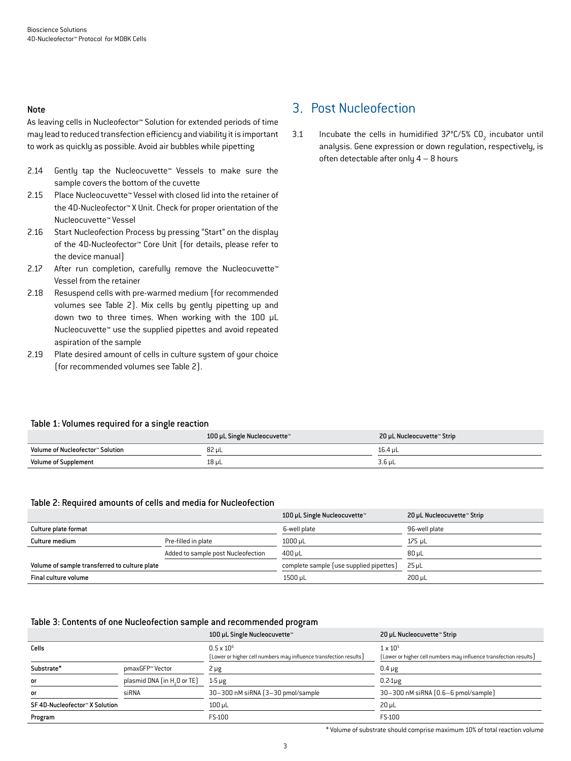**Note**

As leaving cells in Nucleofector™ Solution for extended periods of time may lead to reduced transfection efficiency and viability it is important to work as quickly as possible. Avoid air bubbles while pipetting

2.14 Gently tap the Nucleocuvette™ Vessels to make sure the sample covers the bottom of the cuvette

2.15 Place Nucleocuvette™ Vessel with closed lid into the retainer of the 4D-Nucleofector™ X Unit. Check for proper orientation of the Nucleocuvette™ Vessel

2.16 Start Nucleofection Process by pressing "Start" on the display of the 4D-Nucleofector™ Core Unit (for details, please refer to the device manual)

2.17 After run completion, carefully remove the Nucleocuvette™ Vessel from the retainer

2.18 Resuspend cells with pre-warmed medium (for recommended volumes see Table 2). Mix cells by gently pipetting up and down two to three times. When working with the 100 µL Nucleocuvette™ use the supplied pipettes and avoid repeated aspiration of the sample

2.19 Plate desired amount of cells in culture system of your choice (for recommended volumes see Table 2).

## 3. Post Nucleofection

3.1 Incubate the cells in humidified 37°C/5% $CO_2$ incubator until analysis. Gene expression or down regulation, respectively, is often detectable after only 4 – 8 hours

**Table 1: Volumes required for a single reaction**

| | 100 µL Single Nucleocuvette™ | 20 µL Nucleocuvette™ Strip |
|---|---|---|
| Volume of Nucleofector™ Solution | 82 µL | 16.4 µL |
| Volume of Supplement | 18 µL | 3.6 µL |

**Table 2: Required amounts of cells and media for Nucleofection**

| | | 100 µL Single Nucleocuvette™ | 20 µL Nucleocuvette™ Strip |
|---|---|---|---|
| Culture plate format | | 6-well plate | 96-well plate |
| Culture medium | Pre-filled in plate | 1000 µL | 175 µL |
| | Added to sample post Nucleofection | 400 µL | 80 µL |
| Volume of sample transferred to culture plate | | complete sample (use supplied pipettes) | 25 µL |
| Final culture volume | | 1500 µL | 200 µL |

**Table 3: Contents of one Nucleofection sample and recommended program**

| | | 100 µL Single Nucleocuvette™ | 20 µL Nucleocuvette™ Strip |
|---|---|---|---|
| Cells | | $0.5 \times 10^6$ (Lower or higher cell numbers may influence transfection results) | $1 \times 10^5$ (Lower or higher cell numbers may influence transfection results) |
| Substrate* | pmaxGFP™ Vector | 2 µg | 0.4 µg |
| or | plasmid DNA (in $H_2O$ or TE) | 1-5 µg | 0.2-1µg |
| or | siRNA | 30–300 nM siRNA (3–30 pmol/sample | 30–300 nM siRNA (0.6–6 pmol/sample) |
| SF 4D-Nucleofector™ X Solution | | 100 µL | 20 µL |
| Program | | FS-100 | FS-100 |

* Volume of substrate should comprise maximum 10% of total reaction volume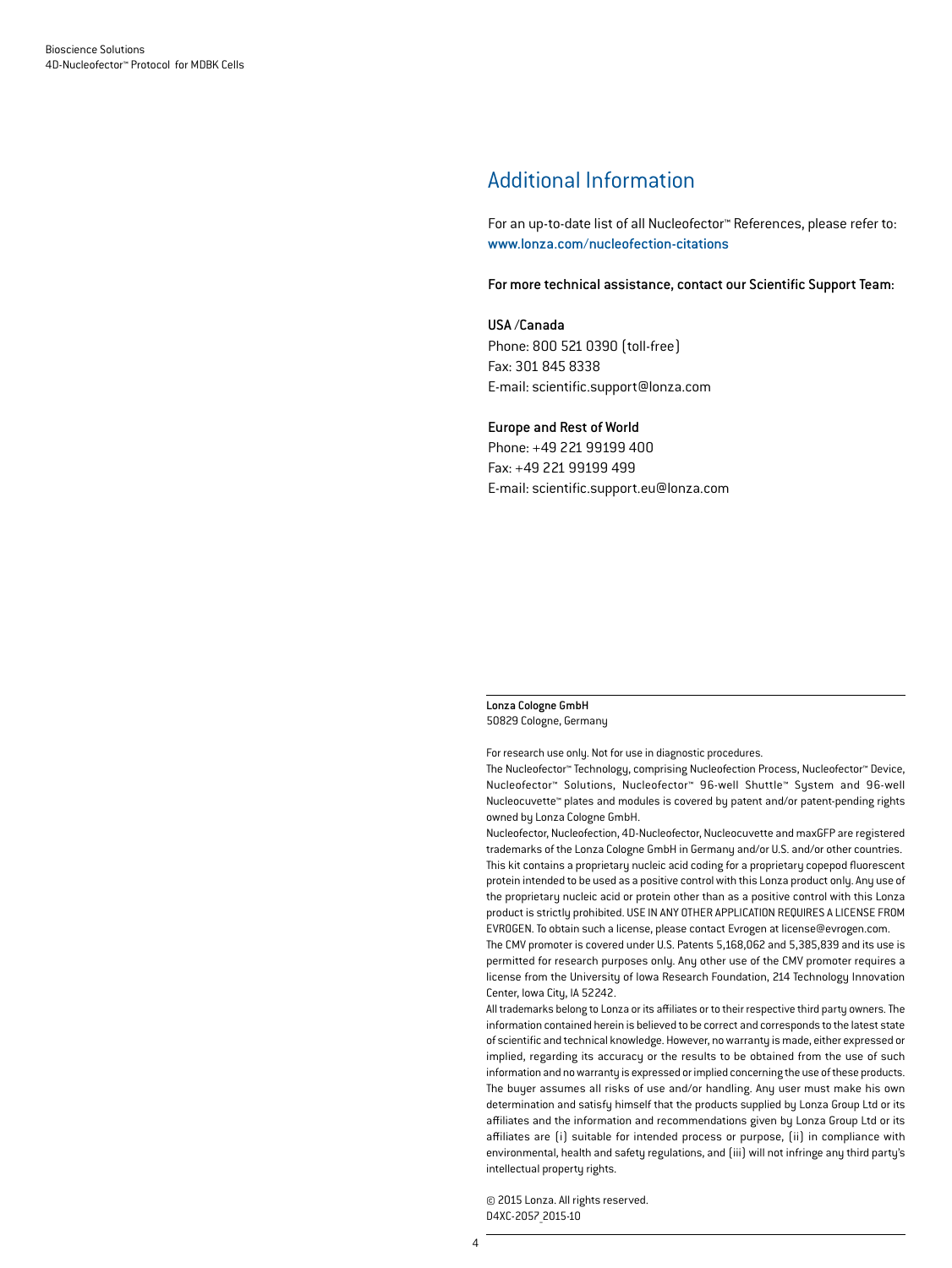## Additional Information

For an up-to-date list of all Nucleofector™ References, please refer to:
www.lonza.com/nucleofection-citations

**For more technical assistance, contact our Scientific Support Team:**

**USA /Canada**
Phone: 800 521 0390 (toll-free)
Fax: 301 845 8338
E-mail: scientific.support@lonza.com

**Europe and Rest of World**
Phone: +49 221 99199 400
Fax: +49 221 99199 499
E-mail: scientific.support.eu@lonza.com

**Lonza Cologne GmbH**
50829 Cologne, Germany

For research use only. Not for use in diagnostic procedures.
The Nucleofector™ Technology, comprising Nucleofection Process, Nucleofector™ Device, Nucleofector™ Solutions, Nucleofector™ 96-well Shuttle™ System and 96-well Nucleocuvette™ plates and modules is covered by patent and/or patent-pending rights owned by Lonza Cologne GmbH.
Nucleofector, Nucleofection, 4D-Nucleofector, Nucleocuvette and maxGFP are registered trademarks of the Lonza Cologne GmbH in Germany and/or U.S. and/or other countries.
This kit contains a proprietary nucleic acid coding for a proprietary copepod fluorescent protein intended to be used as a positive control with this Lonza product only. Any use of the proprietary nucleic acid or protein other than as a positive control with this Lonza product is strictly prohibited. USE IN ANY OTHER APPLICATION REQUIRES A LICENSE FROM EVROGEN. To obtain such a license, please contact Evrogen at license@evrogen.com.
The CMV promoter is covered under U.S. Patents 5,168,062 and 5,385,839 and its use is permitted for research purposes only. Any other use of the CMV promoter requires a license from the University of Iowa Research Foundation, 214 Technology Innovation Center, Iowa City, IA 52242.
All trademarks belong to Lonza or its affiliates or to their respective third party owners. The information contained herein is believed to be correct and corresponds to the latest state of scientific and technical knowledge. However, no warranty is made, either expressed or implied, regarding its accuracy or the results to be obtained from the use of such information and no warranty is expressed or implied concerning the use of these products. The buyer assumes all risks of use and/or handling. Any user must make his own determination and satisfy himself that the products supplied by Lonza Group Ltd or its affiliates and the information and recommendations given by Lonza Group Ltd or its affiliates are (i) suitable for intended process or purpose, (ii) in compliance with environmental, health and safety regulations, and (iii) will not infringe any third party's intellectual property rights.

© 2015 Lonza. All rights reserved.
D4XC-2057_2015-10